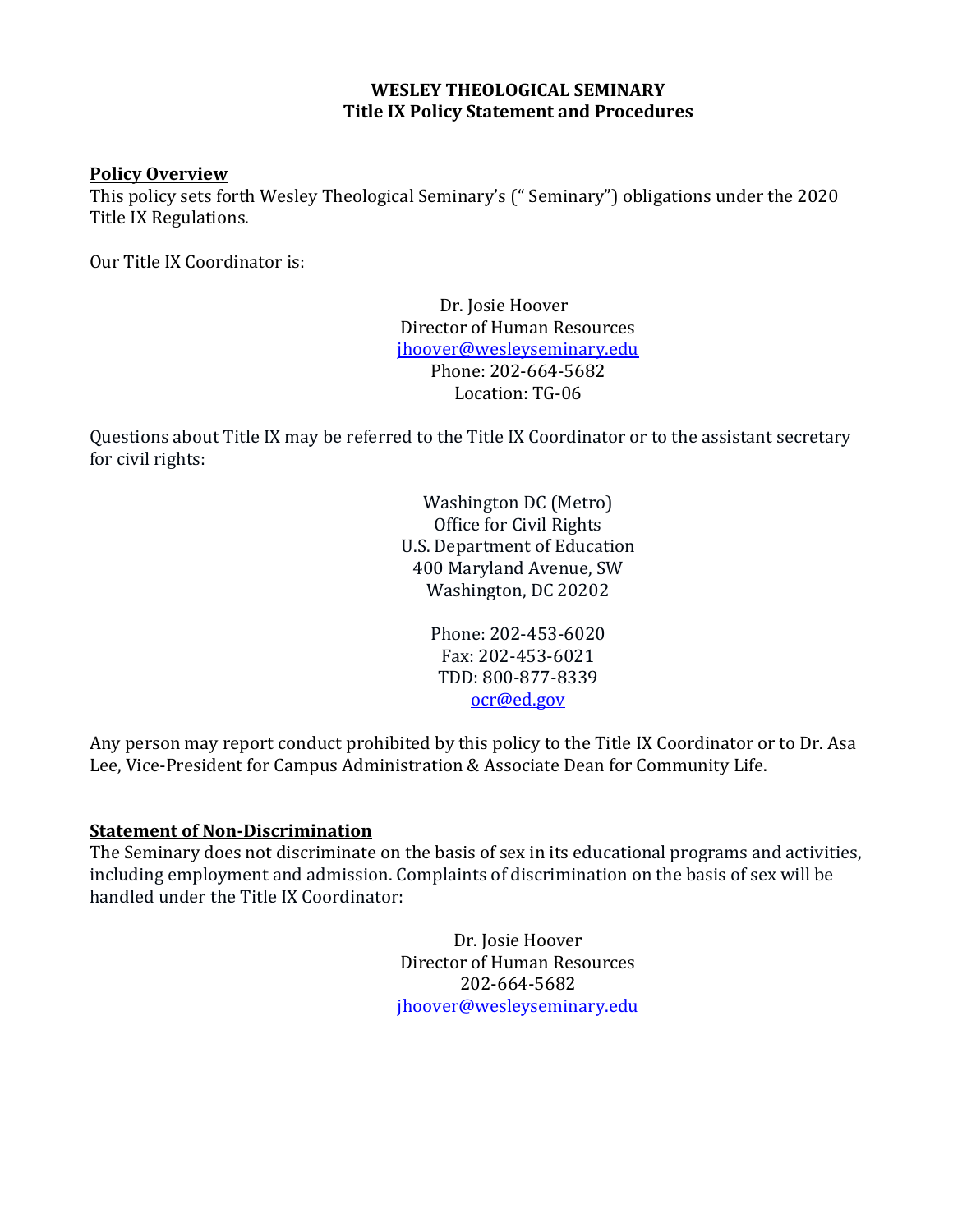# WESLEY THEOLOGICAL SEMINARY
## Title IX Policy Statement and Procedures

**Policy Overview**

This policy sets forth Wesley Theological Seminary's (" Seminary") obligations under the 2020 Title IX Regulations.

Our Title IX Coordinator is:

Dr. Josie Hoover
Director of Human Resources
jhoover@wesleyseminary.edu
Phone: 202-664-5682
Location: TG-06

Questions about Title IX may be referred to the Title IX Coordinator or to the assistant secretary for civil rights:

Washington DC (Metro)
Office for Civil Rights
U.S. Department of Education
400 Maryland Avenue, SW
Washington, DC 20202

Phone: 202-453-6020
Fax: 202-453-6021
TDD: 800-877-8339
ocr@ed.gov

Any person may report conduct prohibited by this policy to the Title IX Coordinator or to Dr. Asa Lee, Vice-President for Campus Administration & Associate Dean for Community Life.

**Statement of Non-Discrimination**

The Seminary does not discriminate on the basis of sex in its educational programs and activities, including employment and admission. Complaints of discrimination on the basis of sex will be handled under the Title IX Coordinator:

Dr. Josie Hoover
Director of Human Resources
202-664-5682
jhoover@wesleyseminary.edu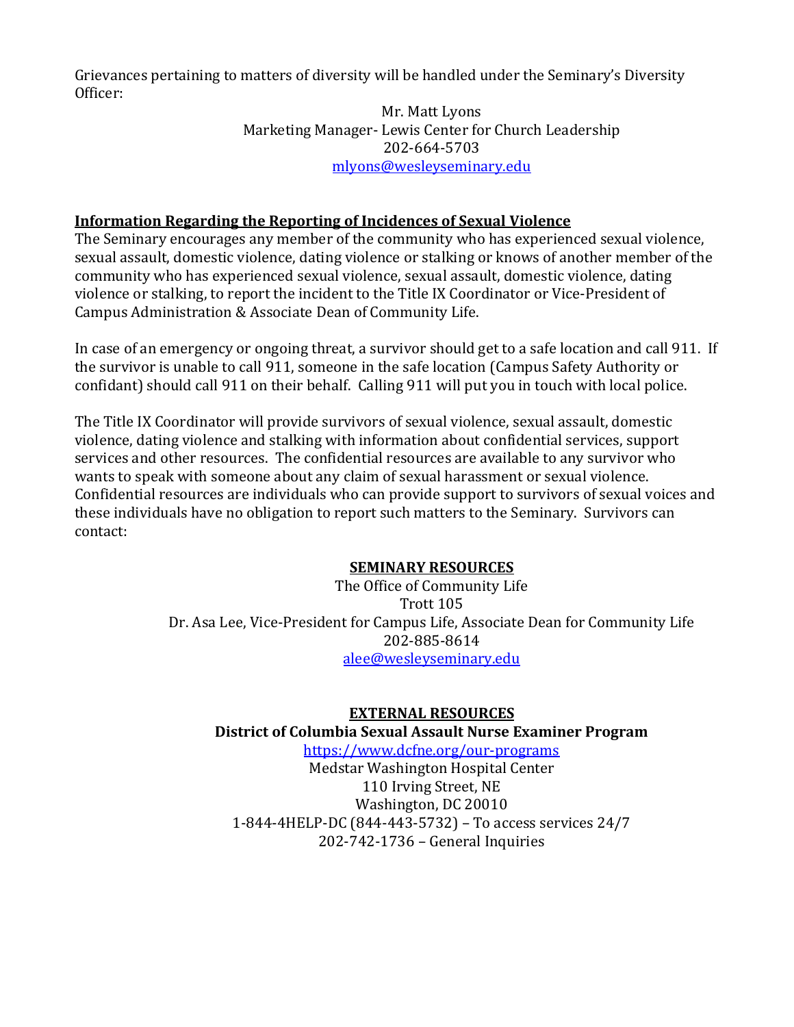Grievances pertaining to matters of diversity will be handled under the Seminary's Diversity Officer:

Mr. Matt Lyons
Marketing Manager- Lewis Center for Church Leadership
202-664-5703
mlyons@wesleyseminary.edu

**Information Regarding the Reporting of Incidences of Sexual Violence**

The Seminary encourages any member of the community who has experienced sexual violence, sexual assault, domestic violence, dating violence or stalking or knows of another member of the community who has experienced sexual violence, sexual assault, domestic violence, dating violence or stalking, to report the incident to the Title IX Coordinator or Vice-President of Campus Administration & Associate Dean of Community Life.

In case of an emergency or ongoing threat, a survivor should get to a safe location and call 911. If the survivor is unable to call 911, someone in the safe location (Campus Safety Authority or confidant) should call 911 on their behalf. Calling 911 will put you in touch with local police.

The Title IX Coordinator will provide survivors of sexual violence, sexual assault, domestic violence, dating violence and stalking with information about confidential services, support services and other resources. The confidential resources are available to any survivor who wants to speak with someone about any claim of sexual harassment or sexual violence. Confidential resources are individuals who can provide support to survivors of sexual voices and these individuals have no obligation to report such matters to the Seminary. Survivors can contact:

**SEMINARY RESOURCES**

The Office of Community Life
Trott 105
Dr. Asa Lee, Vice-President for Campus Life, Associate Dean for Community Life
202-885-8614
alee@wesleyseminary.edu

**EXTERNAL RESOURCES**

**District of Columbia Sexual Assault Nurse Examiner Program**

https://www.dcfne.org/our-programs
Medstar Washington Hospital Center
110 Irving Street, NE
Washington, DC 20010
1-844-4HELP-DC (844-443-5732) – To access services 24/7
202-742-1736 – General Inquiries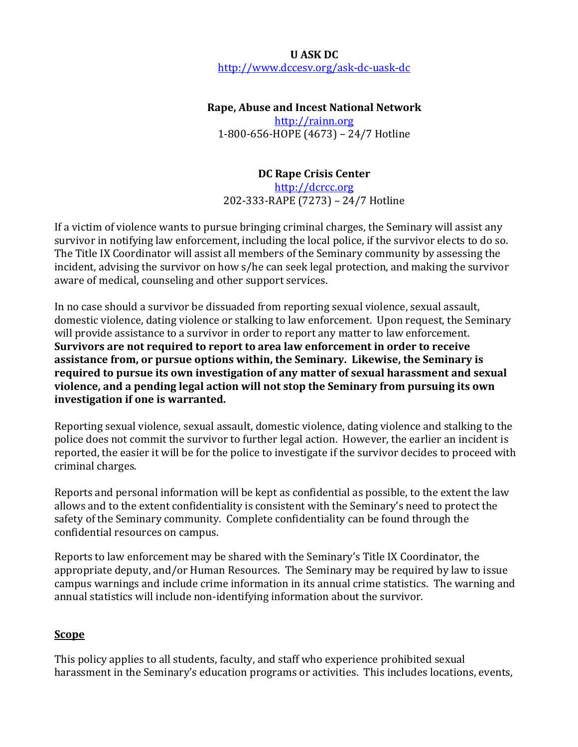**U ASK DC**
http://www.dccesv.org/ask-dc-uask-dc

**Rape, Abuse and Incest National Network**
http://rainn.org
1-800-656-HOPE (4673) – 24/7 Hotline

**DC Rape Crisis Center**
http://dcrcc.org
202-333-RAPE (7273) – 24/7 Hotline

If a victim of violence wants to pursue bringing criminal charges, the Seminary will assist any survivor in notifying law enforcement, including the local police, if the survivor elects to do so. The Title IX Coordinator will assist all members of the Seminary community by assessing the incident, advising the survivor on how s/he can seek legal protection, and making the survivor aware of medical, counseling and other support services.

In no case should a survivor be dissuaded from reporting sexual violence, sexual assault, domestic violence, dating violence or stalking to law enforcement. Upon request, the Seminary will provide assistance to a survivor in order to report any matter to law enforcement. **Survivors are not required to report to area law enforcement in order to receive assistance from, or pursue options within, the Seminary. Likewise, the Seminary is required to pursue its own investigation of any matter of sexual harassment and sexual violence, and a pending legal action will not stop the Seminary from pursuing its own investigation if one is warranted.**

Reporting sexual violence, sexual assault, domestic violence, dating violence and stalking to the police does not commit the survivor to further legal action. However, the earlier an incident is reported, the easier it will be for the police to investigate if the survivor decides to proceed with criminal charges.

Reports and personal information will be kept as confidential as possible, to the extent the law allows and to the extent confidentiality is consistent with the Seminary's need to protect the safety of the Seminary community. Complete confidentiality can be found through the confidential resources on campus.

Reports to law enforcement may be shared with the Seminary's Title IX Coordinator, the appropriate deputy, and/or Human Resources. The Seminary may be required by law to issue campus warnings and include crime information in its annual crime statistics. The warning and annual statistics will include non-identifying information about the survivor.

## Scope

This policy applies to all students, faculty, and staff who experience prohibited sexual harassment in the Seminary's education programs or activities. This includes locations, events,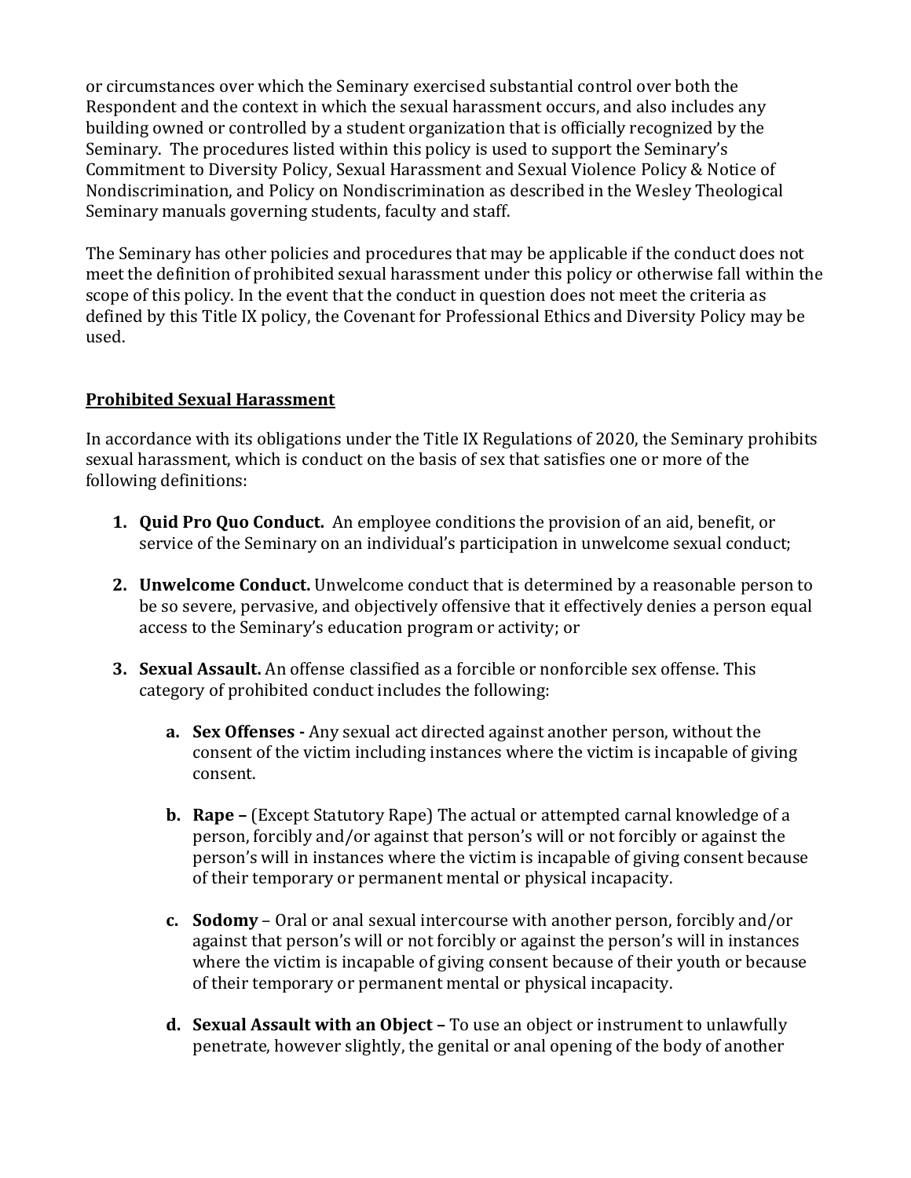or circumstances over which the Seminary exercised substantial control over both the Respondent and the context in which the sexual harassment occurs, and also includes any building owned or controlled by a student organization that is officially recognized by the Seminary. The procedures listed within this policy is used to support the Seminary's Commitment to Diversity Policy, Sexual Harassment and Sexual Violence Policy & Notice of Nondiscrimination, and Policy on Nondiscrimination as described in the Wesley Theological Seminary manuals governing students, faculty and staff.

The Seminary has other policies and procedures that may be applicable if the conduct does not meet the definition of prohibited sexual harassment under this policy or otherwise fall within the scope of this policy. In the event that the conduct in question does not meet the criteria as defined by this Title IX policy, the Covenant for Professional Ethics and Diversity Policy may be used.

## Prohibited Sexual Harassment

In accordance with its obligations under the Title IX Regulations of 2020, the Seminary prohibits sexual harassment, which is conduct on the basis of sex that satisfies one or more of the following definitions:

1. **Quid Pro Quo Conduct.** An employee conditions the provision of an aid, benefit, or service of the Seminary on an individual's participation in unwelcome sexual conduct;

2. **Unwelcome Conduct.** Unwelcome conduct that is determined by a reasonable person to be so severe, pervasive, and objectively offensive that it effectively denies a person equal access to the Seminary's education program or activity; or

3. **Sexual Assault.** An offense classified as a forcible or nonforcible sex offense. This category of prohibited conduct includes the following:

    a. **Sex Offenses -** Any sexual act directed against another person, without the consent of the victim including instances where the victim is incapable of giving consent.

    b. **Rape –** (Except Statutory Rape) The actual or attempted carnal knowledge of a person, forcibly and/or against that person's will or not forcibly or against the person's will in instances where the victim is incapable of giving consent because of their temporary or permanent mental or physical incapacity.

    c. **Sodomy** – Oral or anal sexual intercourse with another person, forcibly and/or against that person's will or not forcibly or against the person's will in instances where the victim is incapable of giving consent because of their youth or because of their temporary or permanent mental or physical incapacity.

    d. **Sexual Assault with an Object –** To use an object or instrument to unlawfully penetrate, however slightly, the genital or anal opening of the body of another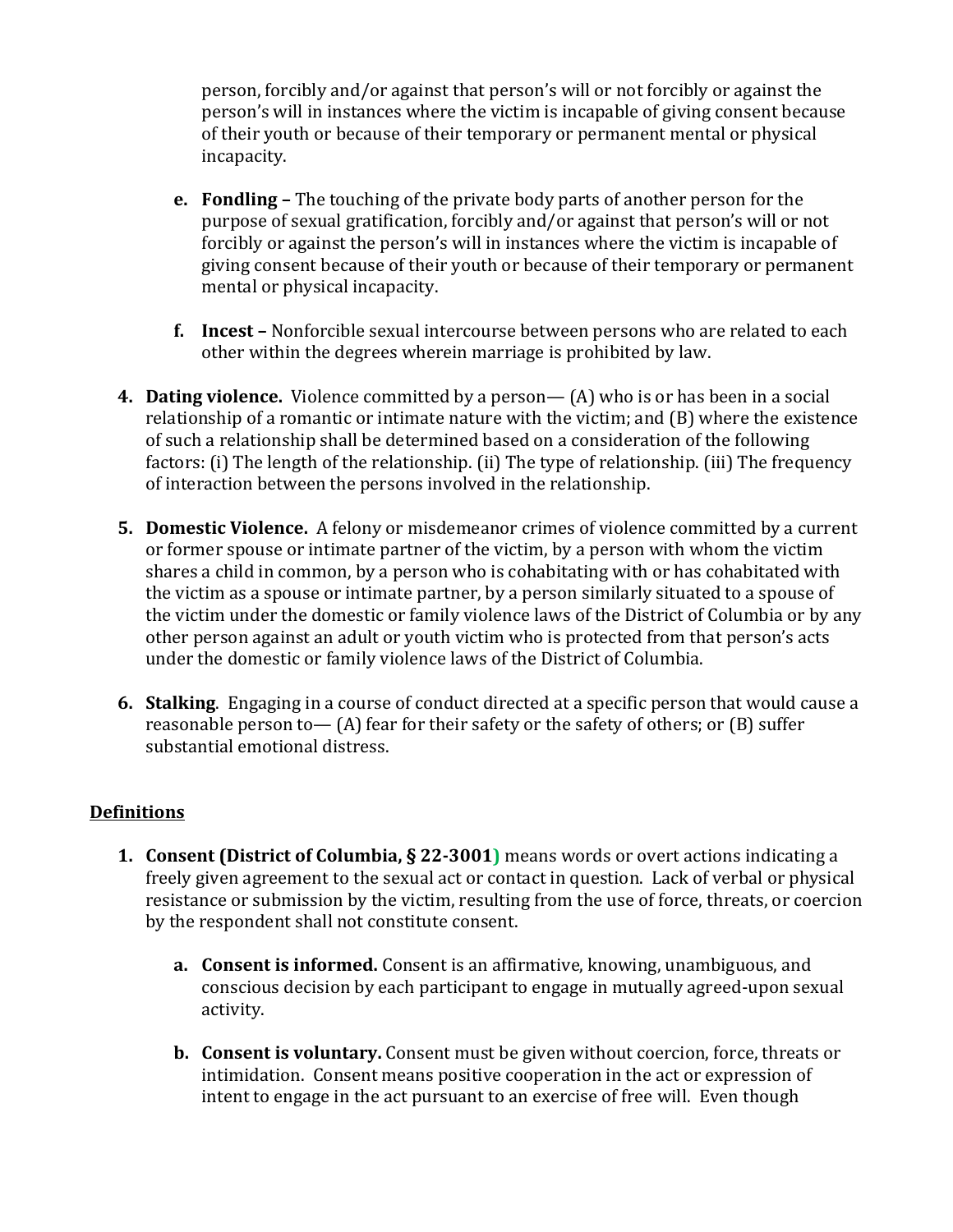person, forcibly and/or against that person's will or not forcibly or against the person's will in instances where the victim is incapable of giving consent because of their youth or because of their temporary or permanent mental or physical incapacity.

   e. **Fondling –** The touching of the private body parts of another person for the purpose of sexual gratification, forcibly and/or against that person's will or not forcibly or against the person's will in instances where the victim is incapable of giving consent because of their youth or because of their temporary or permanent mental or physical incapacity.

   f. **Incest –** Nonforcible sexual intercourse between persons who are related to each other within the degrees wherein marriage is prohibited by law.

4. **Dating violence.** Violence committed by a person— (A) who is or has been in a social relationship of a romantic or intimate nature with the victim; and (B) where the existence of such a relationship shall be determined based on a consideration of the following factors: (i) The length of the relationship. (ii) The type of relationship. (iii) The frequency of interaction between the persons involved in the relationship.

5. **Domestic Violence.** A felony or misdemeanor crimes of violence committed by a current or former spouse or intimate partner of the victim, by a person with whom the victim shares a child in common, by a person who is cohabitating with or has cohabitated with the victim as a spouse or intimate partner, by a person similarly situated to a spouse of the victim under the domestic or family violence laws of the District of Columbia or by any other person against an adult or youth victim who is protected from that person's acts under the domestic or family violence laws of the District of Columbia.

6. **Stalking**. Engaging in a course of conduct directed at a specific person that would cause a reasonable person to— (A) fear for their safety or the safety of others; or (B) suffer substantial emotional distress.

## Definitions

1. **Consent (District of Columbia, § 22-3001)** means words or overt actions indicating a freely given agreement to the sexual act or contact in question. Lack of verbal or physical resistance or submission by the victim, resulting from the use of force, threats, or coercion by the respondent shall not constitute consent.

   a. **Consent is informed.** Consent is an affirmative, knowing, unambiguous, and conscious decision by each participant to engage in mutually agreed-upon sexual activity.

   b. **Consent is voluntary.** Consent must be given without coercion, force, threats or intimidation. Consent means positive cooperation in the act or expression of intent to engage in the act pursuant to an exercise of free will. Even though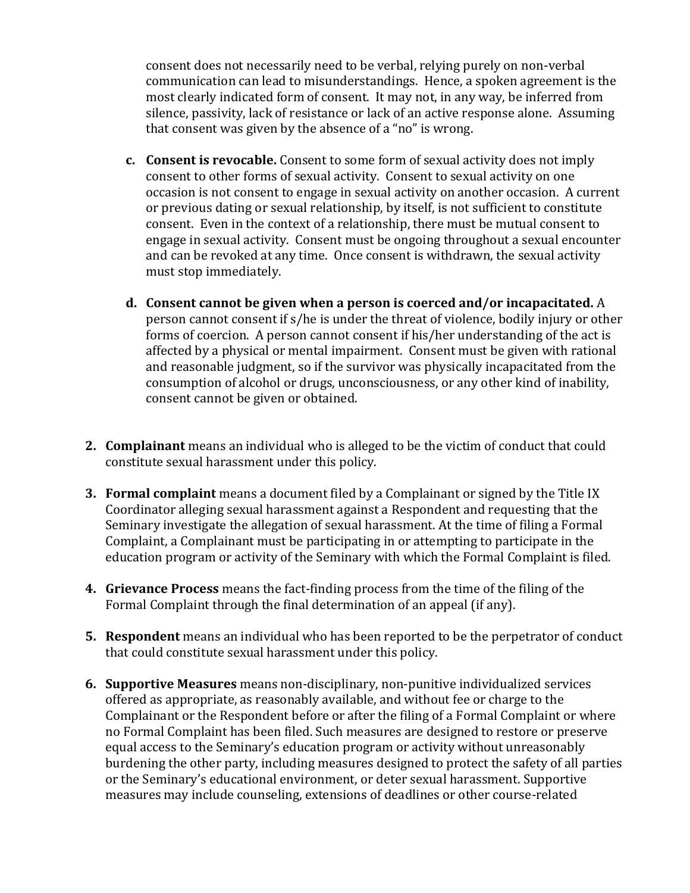consent does not necessarily need to be verbal, relying purely on non-verbal communication can lead to misunderstandings. Hence, a spoken agreement is the most clearly indicated form of consent. It may not, in any way, be inferred from silence, passivity, lack of resistance or lack of an active response alone. Assuming that consent was given by the absence of a "no" is wrong.

c. **Consent is revocable.** Consent to some form of sexual activity does not imply consent to other forms of sexual activity. Consent to sexual activity on one occasion is not consent to engage in sexual activity on another occasion. A current or previous dating or sexual relationship, by itself, is not sufficient to constitute consent. Even in the context of a relationship, there must be mutual consent to engage in sexual activity. Consent must be ongoing throughout a sexual encounter and can be revoked at any time. Once consent is withdrawn, the sexual activity must stop immediately.

d. **Consent cannot be given when a person is coerced and/or incapacitated.** A person cannot consent if s/he is under the threat of violence, bodily injury or other forms of coercion. A person cannot consent if his/her understanding of the act is affected by a physical or mental impairment. Consent must be given with rational and reasonable judgment, so if the survivor was physically incapacitated from the consumption of alcohol or drugs, unconsciousness, or any other kind of inability, consent cannot be given or obtained.

2. **Complainant** means an individual who is alleged to be the victim of conduct that could constitute sexual harassment under this policy.

3. **Formal complaint** means a document filed by a Complainant or signed by the Title IX Coordinator alleging sexual harassment against a Respondent and requesting that the Seminary investigate the allegation of sexual harassment. At the time of filing a Formal Complaint, a Complainant must be participating in or attempting to participate in the education program or activity of the Seminary with which the Formal Complaint is filed.

4. **Grievance Process** means the fact-finding process from the time of the filing of the Formal Complaint through the final determination of an appeal (if any).

5. **Respondent** means an individual who has been reported to be the perpetrator of conduct that could constitute sexual harassment under this policy.

6. **Supportive Measures** means non-disciplinary, non-punitive individualized services offered as appropriate, as reasonably available, and without fee or charge to the Complainant or the Respondent before or after the filing of a Formal Complaint or where no Formal Complaint has been filed. Such measures are designed to restore or preserve equal access to the Seminary's education program or activity without unreasonably burdening the other party, including measures designed to protect the safety of all parties or the Seminary's educational environment, or deter sexual harassment. Supportive measures may include counseling, extensions of deadlines or other course-related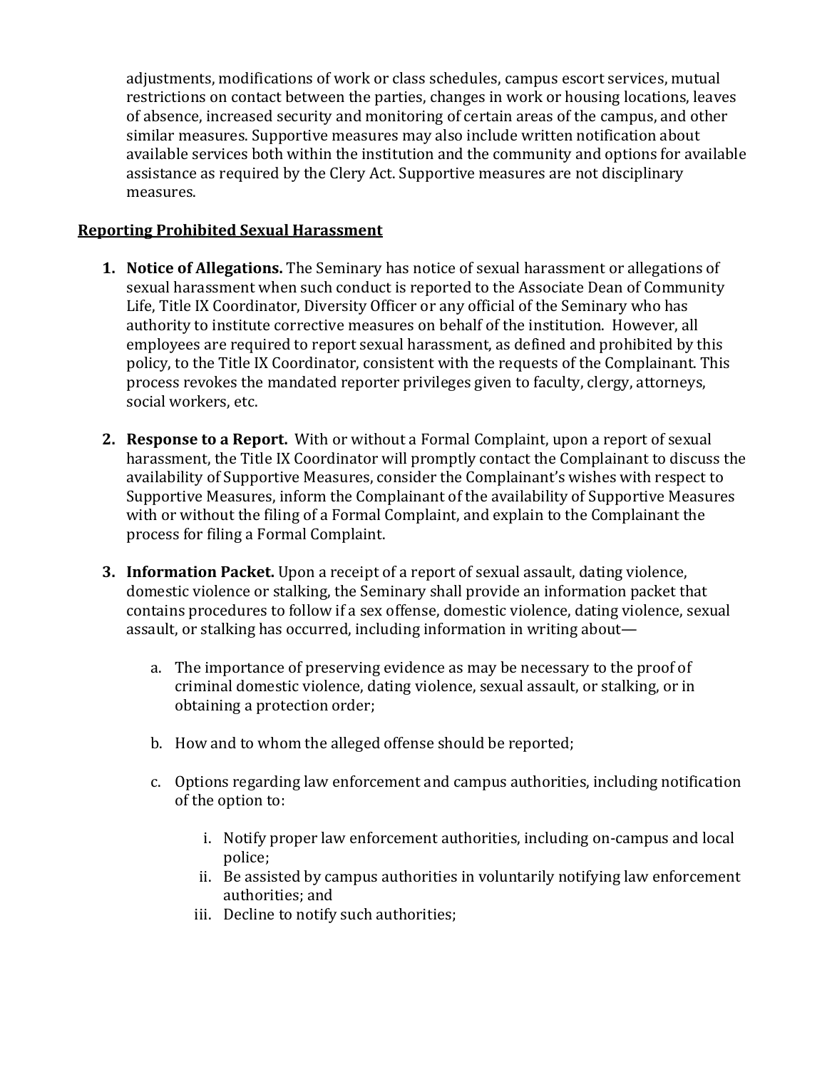adjustments, modifications of work or class schedules, campus escort services, mutual restrictions on contact between the parties, changes in work or housing locations, leaves of absence, increased security and monitoring of certain areas of the campus, and other similar measures. Supportive measures may also include written notification about available services both within the institution and the community and options for available assistance as required by the Clery Act. Supportive measures are not disciplinary measures.

## Reporting Prohibited Sexual Harassment

1. **Notice of Allegations.** The Seminary has notice of sexual harassment or allegations of sexual harassment when such conduct is reported to the Associate Dean of Community Life, Title IX Coordinator, Diversity Officer or any official of the Seminary who has authority to institute corrective measures on behalf of the institution. However, all employees are required to report sexual harassment, as defined and prohibited by this policy, to the Title IX Coordinator, consistent with the requests of the Complainant. This process revokes the mandated reporter privileges given to faculty, clergy, attorneys, social workers, etc.

2. **Response to a Report.** With or without a Formal Complaint, upon a report of sexual harassment, the Title IX Coordinator will promptly contact the Complainant to discuss the availability of Supportive Measures, consider the Complainant's wishes with respect to Supportive Measures, inform the Complainant of the availability of Supportive Measures with or without the filing of a Formal Complaint, and explain to the Complainant the process for filing a Formal Complaint.

3. **Information Packet.** Upon a receipt of a report of sexual assault, dating violence, domestic violence or stalking, the Seminary shall provide an information packet that contains procedures to follow if a sex offense, domestic violence, dating violence, sexual assault, or stalking has occurred, including information in writing about—

    a. The importance of preserving evidence as may be necessary to the proof of criminal domestic violence, dating violence, sexual assault, or stalking, or in obtaining a protection order;

    b. How and to whom the alleged offense should be reported;

    c. Options regarding law enforcement and campus authorities, including notification of the option to:

        i. Notify proper law enforcement authorities, including on-campus and local police;
        ii. Be assisted by campus authorities in voluntarily notifying law enforcement authorities; and
        iii. Decline to notify such authorities;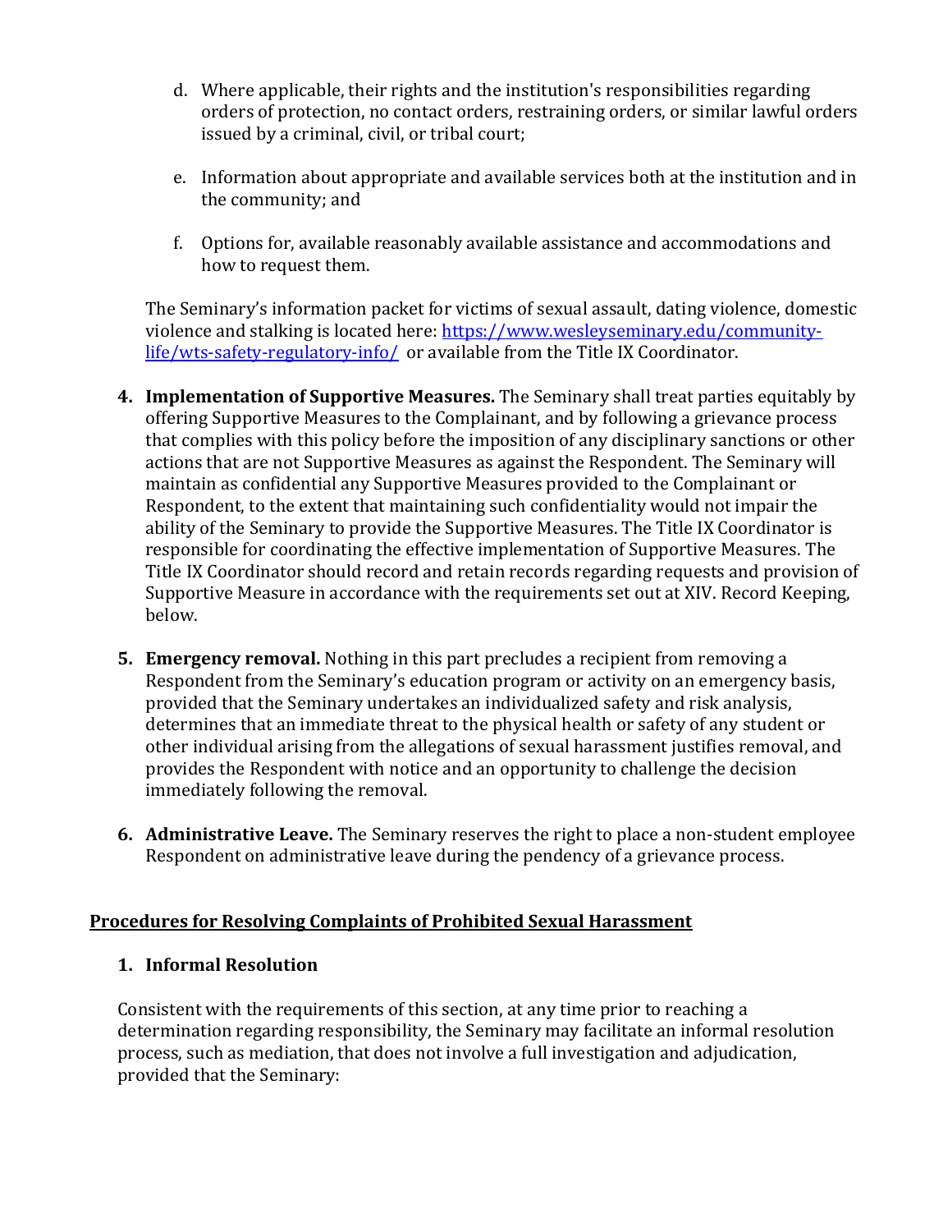d. Where applicable, their rights and the institution's responsibilities regarding orders of protection, no contact orders, restraining orders, or similar lawful orders issued by a criminal, civil, or tribal court;

e. Information about appropriate and available services both at the institution and in the community; and

f. Options for, available reasonably available assistance and accommodations and how to request them.

The Seminary's information packet for victims of sexual assault, dating violence, domestic violence and stalking is located here: [https://www.wesleyseminary.edu/community-life/wts-safety-regulatory-info/](https://www.wesleyseminary.edu/community-life/wts-safety-regulatory-info/) or available from the Title IX Coordinator.

4. **Implementation of Supportive Measures.** The Seminary shall treat parties equitably by offering Supportive Measures to the Complainant, and by following a grievance process that complies with this policy before the imposition of any disciplinary sanctions or other actions that are not Supportive Measures as against the Respondent. The Seminary will maintain as confidential any Supportive Measures provided to the Complainant or Respondent, to the extent that maintaining such confidentiality would not impair the ability of the Seminary to provide the Supportive Measures. The Title IX Coordinator is responsible for coordinating the effective implementation of Supportive Measures. The Title IX Coordinator should record and retain records regarding requests and provision of Supportive Measure in accordance with the requirements set out at XIV. Record Keeping, below.

5. **Emergency removal.** Nothing in this part precludes a recipient from removing a Respondent from the Seminary's education program or activity on an emergency basis, provided that the Seminary undertakes an individualized safety and risk analysis, determines that an immediate threat to the physical health or safety of any student or other individual arising from the allegations of sexual harassment justifies removal, and provides the Respondent with notice and an opportunity to challenge the decision immediately following the removal.

6. **Administrative Leave.** The Seminary reserves the right to place a non-student employee Respondent on administrative leave during the pendency of a grievance process.

## Procedures for Resolving Complaints of Prohibited Sexual Harassment

### 1. Informal Resolution

Consistent with the requirements of this section, at any time prior to reaching a determination regarding responsibility, the Seminary may facilitate an informal resolution process, such as mediation, that does not involve a full investigation and adjudication, provided that the Seminary: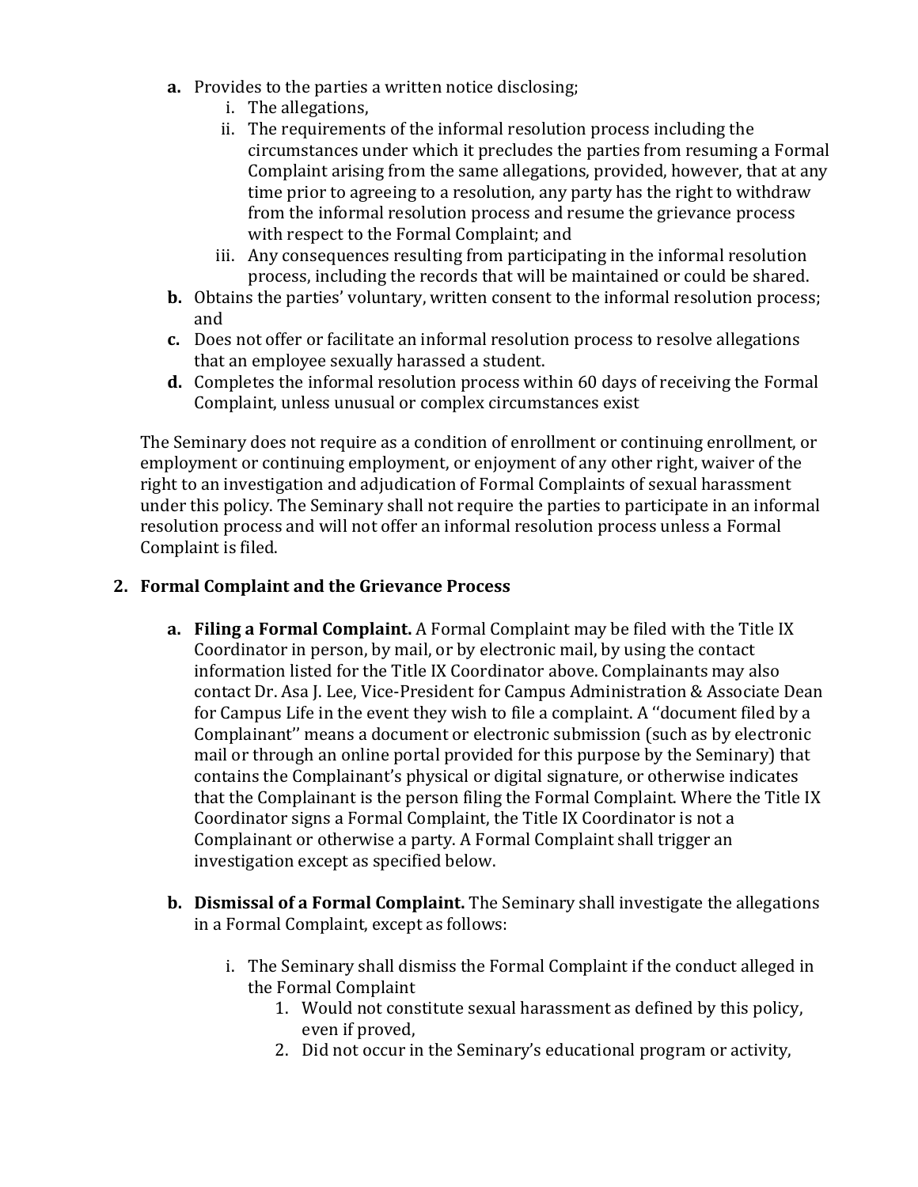a. Provides to the parties a written notice disclosing;
   i. The allegations,
   ii. The requirements of the informal resolution process including the circumstances under which it precludes the parties from resuming a Formal Complaint arising from the same allegations, provided, however, that at any time prior to agreeing to a resolution, any party has the right to withdraw from the informal resolution process and resume the grievance process with respect to the Formal Complaint; and
   iii. Any consequences resulting from participating in the informal resolution process, including the records that will be maintained or could be shared.
b. Obtains the parties' voluntary, written consent to the informal resolution process; and
c. Does not offer or facilitate an informal resolution process to resolve allegations that an employee sexually harassed a student.
d. Completes the informal resolution process within 60 days of receiving the Formal Complaint, unless unusual or complex circumstances exist

The Seminary does not require as a condition of enrollment or continuing enrollment, or employment or continuing employment, or enjoyment of any other right, waiver of the right to an investigation and adjudication of Formal Complaints of sexual harassment under this policy. The Seminary shall not require the parties to participate in an informal resolution process and will not offer an informal resolution process unless a Formal Complaint is filed.

## 2. Formal Complaint and the Grievance Process

a. **Filing a Formal Complaint.** A Formal Complaint may be filed with the Title IX Coordinator in person, by mail, or by electronic mail, by using the contact information listed for the Title IX Coordinator above. Complainants may also contact Dr. Asa J. Lee, Vice-President for Campus Administration & Associate Dean for Campus Life in the event they wish to file a complaint. A ''document filed by a Complainant'' means a document or electronic submission (such as by electronic mail or through an online portal provided for this purpose by the Seminary) that contains the Complainant's physical or digital signature, or otherwise indicates that the Complainant is the person filing the Formal Complaint. Where the Title IX Coordinator signs a Formal Complaint, the Title IX Coordinator is not a Complainant or otherwise a party. A Formal Complaint shall trigger an investigation except as specified below.

b. **Dismissal of a Formal Complaint.** The Seminary shall investigate the allegations in a Formal Complaint, except as follows:

   i. The Seminary shall dismiss the Formal Complaint if the conduct alleged in the Formal Complaint
      1. Would not constitute sexual harassment as defined by this policy, even if proved,
      2. Did not occur in the Seminary's educational program or activity,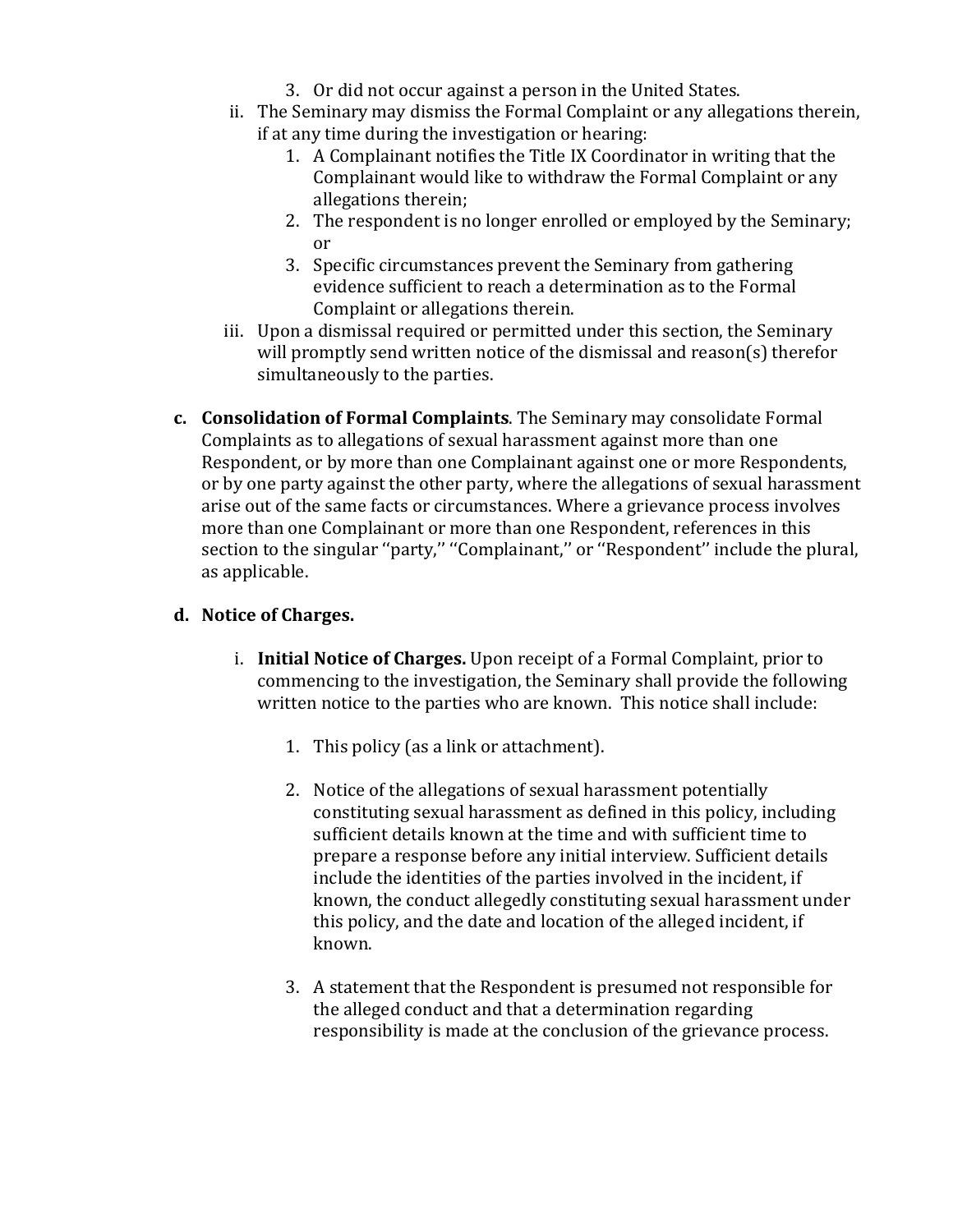3. Or did not occur against a person in the United States.

ii. The Seminary may dismiss the Formal Complaint or any allegations therein, if at any time during the investigation or hearing:

1. A Complainant notifies the Title IX Coordinator in writing that the Complainant would like to withdraw the Formal Complaint or any allegations therein;
2. The respondent is no longer enrolled or employed by the Seminary; or
3. Specific circumstances prevent the Seminary from gathering evidence sufficient to reach a determination as to the Formal Complaint or allegations therein.

iii. Upon a dismissal required or permitted under this section, the Seminary will promptly send written notice of the dismissal and reason(s) therefor simultaneously to the parties.

**c. Consolidation of Formal Complaints**. The Seminary may consolidate Formal Complaints as to allegations of sexual harassment against more than one Respondent, or by more than one Complainant against one or more Respondents, or by one party against the other party, where the allegations of sexual harassment arise out of the same facts or circumstances. Where a grievance process involves more than one Complainant or more than one Respondent, references in this section to the singular ''party,'' ''Complainant,'' or ''Respondent'' include the plural, as applicable.

**d. Notice of Charges.**

i. **Initial Notice of Charges.** Upon receipt of a Formal Complaint, prior to commencing to the investigation, the Seminary shall provide the following written notice to the parties who are known. This notice shall include:

1. This policy (as a link or attachment).

2. Notice of the allegations of sexual harassment potentially constituting sexual harassment as defined in this policy, including sufficient details known at the time and with sufficient time to prepare a response before any initial interview. Sufficient details include the identities of the parties involved in the incident, if known, the conduct allegedly constituting sexual harassment under this policy, and the date and location of the alleged incident, if known.

3. A statement that the Respondent is presumed not responsible for the alleged conduct and that a determination regarding responsibility is made at the conclusion of the grievance process.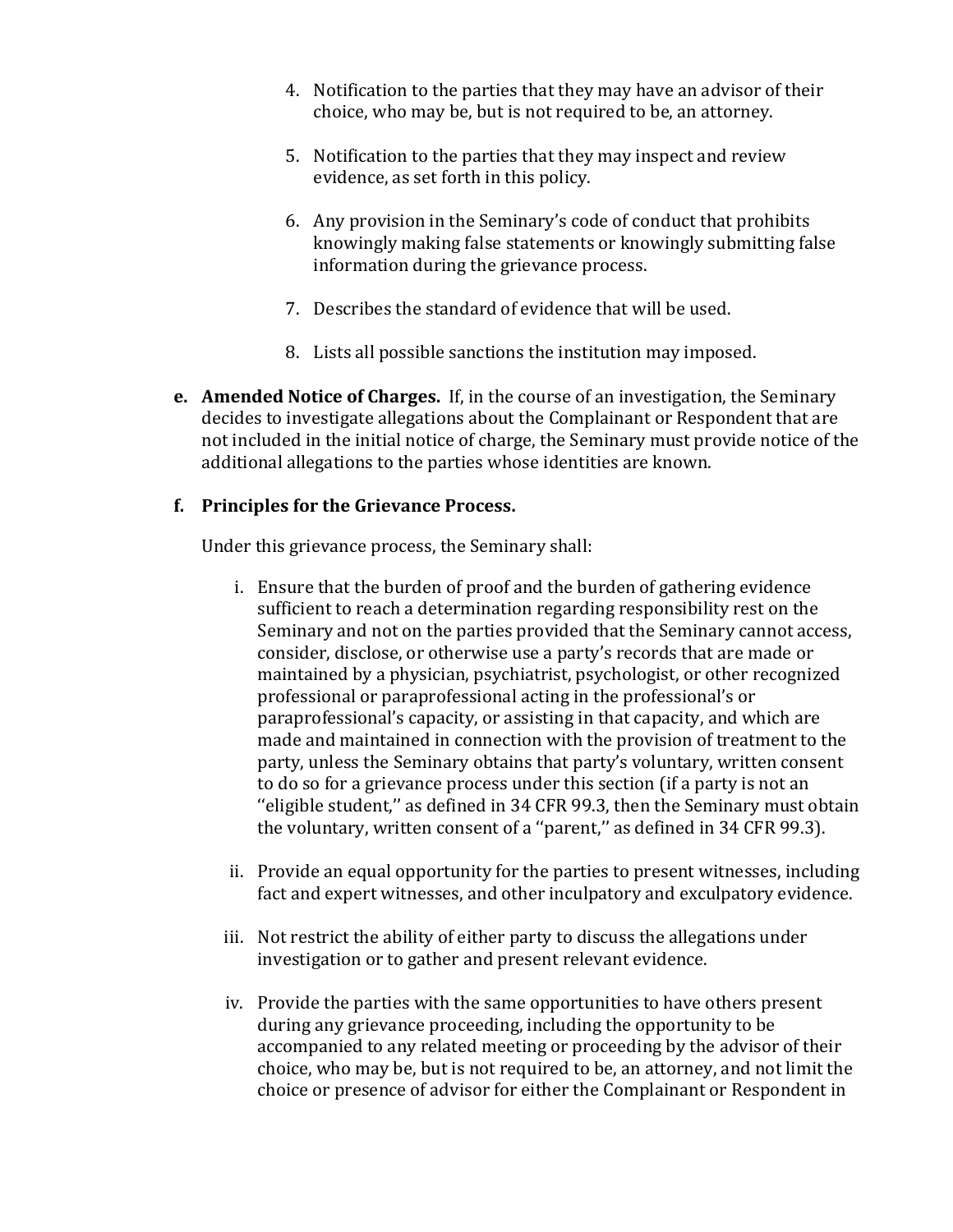4. Notification to the parties that they may have an advisor of their choice, who may be, but is not required to be, an attorney.

5. Notification to the parties that they may inspect and review evidence, as set forth in this policy.

6. Any provision in the Seminary's code of conduct that prohibits knowingly making false statements or knowingly submitting false information during the grievance process.

7. Describes the standard of evidence that will be used.

8. Lists all possible sanctions the institution may imposed.

**e. Amended Notice of Charges.** If, in the course of an investigation, the Seminary decides to investigate allegations about the Complainant or Respondent that are not included in the initial notice of charge, the Seminary must provide notice of the additional allegations to the parties whose identities are known.

**f. Principles for the Grievance Process.**

Under this grievance process, the Seminary shall:

i. Ensure that the burden of proof and the burden of gathering evidence sufficient to reach a determination regarding responsibility rest on the Seminary and not on the parties provided that the Seminary cannot access, consider, disclose, or otherwise use a party's records that are made or maintained by a physician, psychiatrist, psychologist, or other recognized professional or paraprofessional acting in the professional's or paraprofessional's capacity, or assisting in that capacity, and which are made and maintained in connection with the provision of treatment to the party, unless the Seminary obtains that party's voluntary, written consent to do so for a grievance process under this section (if a party is not an ''eligible student,'' as defined in 34 CFR 99.3, then the Seminary must obtain the voluntary, written consent of a ''parent,'' as defined in 34 CFR 99.3).

ii. Provide an equal opportunity for the parties to present witnesses, including fact and expert witnesses, and other inculpatory and exculpatory evidence.

iii. Not restrict the ability of either party to discuss the allegations under investigation or to gather and present relevant evidence.

iv. Provide the parties with the same opportunities to have others present during any grievance proceeding, including the opportunity to be accompanied to any related meeting or proceeding by the advisor of their choice, who may be, but is not required to be, an attorney, and not limit the choice or presence of advisor for either the Complainant or Respondent in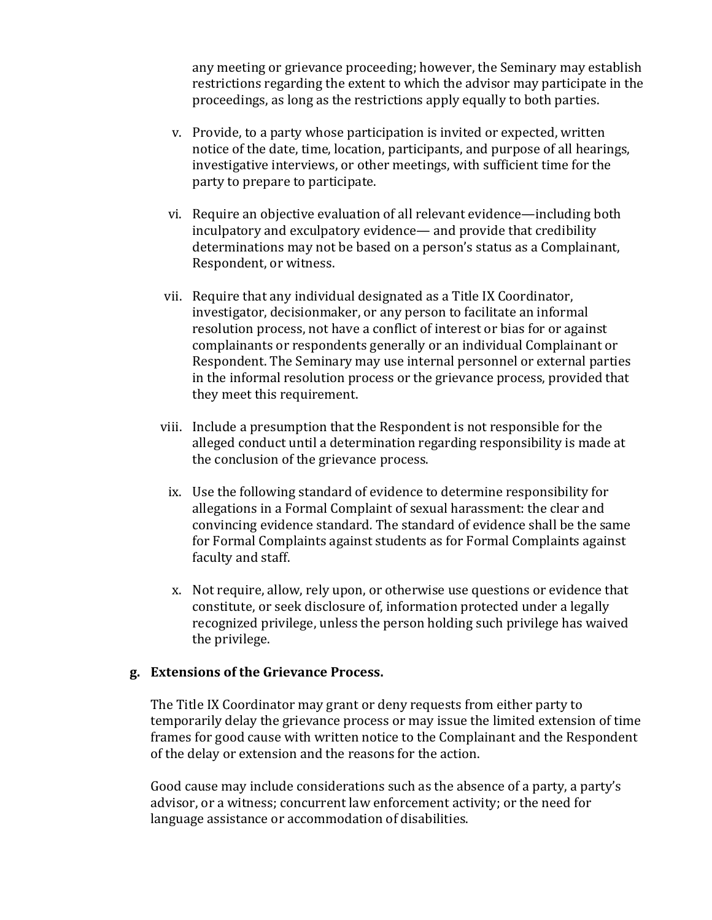any meeting or grievance proceeding; however, the Seminary may establish restrictions regarding the extent to which the advisor may participate in the proceedings, as long as the restrictions apply equally to both parties.

v. Provide, to a party whose participation is invited or expected, written notice of the date, time, location, participants, and purpose of all hearings, investigative interviews, or other meetings, with sufficient time for the party to prepare to participate.

vi. Require an objective evaluation of all relevant evidence—including both inculpatory and exculpatory evidence— and provide that credibility determinations may not be based on a person's status as a Complainant, Respondent, or witness.

vii. Require that any individual designated as a Title IX Coordinator, investigator, decisionmaker, or any person to facilitate an informal resolution process, not have a conflict of interest or bias for or against complainants or respondents generally or an individual Complainant or Respondent. The Seminary may use internal personnel or external parties in the informal resolution process or the grievance process, provided that they meet this requirement.

viii. Include a presumption that the Respondent is not responsible for the alleged conduct until a determination regarding responsibility is made at the conclusion of the grievance process.

ix. Use the following standard of evidence to determine responsibility for allegations in a Formal Complaint of sexual harassment: the clear and convincing evidence standard. The standard of evidence shall be the same for Formal Complaints against students as for Formal Complaints against faculty and staff.

x. Not require, allow, rely upon, or otherwise use questions or evidence that constitute, or seek disclosure of, information protected under a legally recognized privilege, unless the person holding such privilege has waived the privilege.

**g. Extensions of the Grievance Process.**

The Title IX Coordinator may grant or deny requests from either party to temporarily delay the grievance process or may issue the limited extension of time frames for good cause with written notice to the Complainant and the Respondent of the delay or extension and the reasons for the action.

Good cause may include considerations such as the absence of a party, a party's advisor, or a witness; concurrent law enforcement activity; or the need for language assistance or accommodation of disabilities.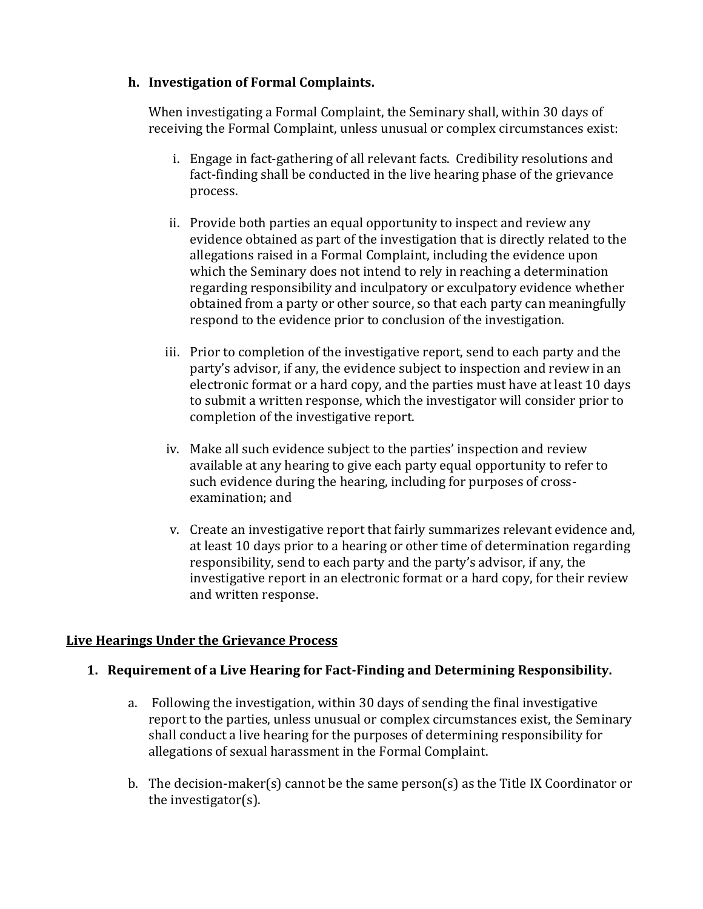**h. Investigation of Formal Complaints.**

When investigating a Formal Complaint, the Seminary shall, within 30 days of receiving the Formal Complaint, unless unusual or complex circumstances exist:

i. Engage in fact-gathering of all relevant facts. Credibility resolutions and fact-finding shall be conducted in the live hearing phase of the grievance process.

ii. Provide both parties an equal opportunity to inspect and review any evidence obtained as part of the investigation that is directly related to the allegations raised in a Formal Complaint, including the evidence upon which the Seminary does not intend to rely in reaching a determination regarding responsibility and inculpatory or exculpatory evidence whether obtained from a party or other source, so that each party can meaningfully respond to the evidence prior to conclusion of the investigation.

iii. Prior to completion of the investigative report, send to each party and the party's advisor, if any, the evidence subject to inspection and review in an electronic format or a hard copy, and the parties must have at least 10 days to submit a written response, which the investigator will consider prior to completion of the investigative report.

iv. Make all such evidence subject to the parties' inspection and review available at any hearing to give each party equal opportunity to refer to such evidence during the hearing, including for purposes of cross-examination; and

v. Create an investigative report that fairly summarizes relevant evidence and, at least 10 days prior to a hearing or other time of determination regarding responsibility, send to each party and the party's advisor, if any, the investigative report in an electronic format or a hard copy, for their review and written response.

## <u>Live Hearings Under the Grievance Process</u>

### 1. Requirement of a Live Hearing for Fact-Finding and Determining Responsibility.

a. Following the investigation, within 30 days of sending the final investigative report to the parties, unless unusual or complex circumstances exist, the Seminary shall conduct a live hearing for the purposes of determining responsibility for allegations of sexual harassment in the Formal Complaint.

b. The decision-maker(s) cannot be the same person(s) as the Title IX Coordinator or the investigator(s).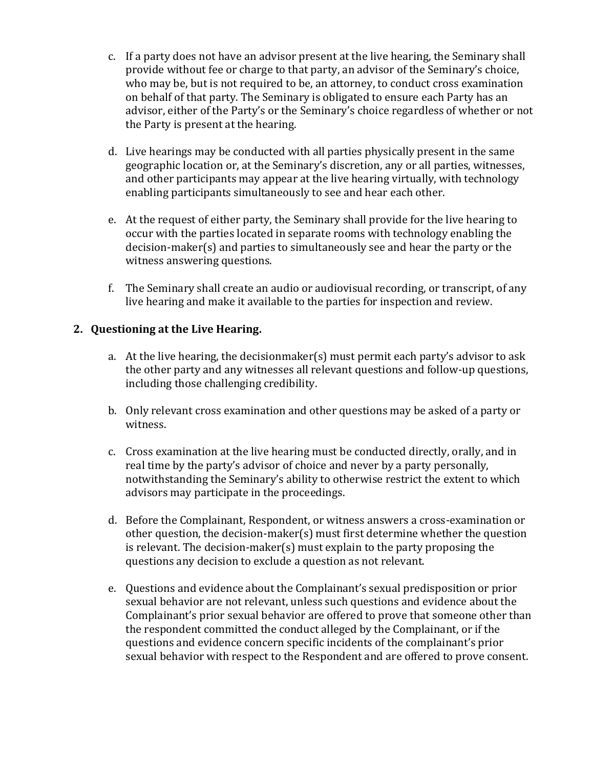c. If a party does not have an advisor present at the live hearing, the Seminary shall provide without fee or charge to that party, an advisor of the Seminary's choice, who may be, but is not required to be, an attorney, to conduct cross examination on behalf of that party. The Seminary is obligated to ensure each Party has an advisor, either of the Party's or the Seminary's choice regardless of whether or not the Party is present at the hearing.

d. Live hearings may be conducted with all parties physically present in the same geographic location or, at the Seminary's discretion, any or all parties, witnesses, and other participants may appear at the live hearing virtually, with technology enabling participants simultaneously to see and hear each other.

e. At the request of either party, the Seminary shall provide for the live hearing to occur with the parties located in separate rooms with technology enabling the decision-maker(s) and parties to simultaneously see and hear the party or the witness answering questions.

f. The Seminary shall create an audio or audiovisual recording, or transcript, of any live hearing and make it available to the parties for inspection and review.

**2. Questioning at the Live Hearing.**

a. At the live hearing, the decisionmaker(s) must permit each party's advisor to ask the other party and any witnesses all relevant questions and follow-up questions, including those challenging credibility.

b. Only relevant cross examination and other questions may be asked of a party or witness.

c. Cross examination at the live hearing must be conducted directly, orally, and in real time by the party's advisor of choice and never by a party personally, notwithstanding the Seminary's ability to otherwise restrict the extent to which advisors may participate in the proceedings.

d. Before the Complainant, Respondent, or witness answers a cross-examination or other question, the decision-maker(s) must first determine whether the question is relevant. The decision-maker(s) must explain to the party proposing the questions any decision to exclude a question as not relevant.

e. Questions and evidence about the Complainant's sexual predisposition or prior sexual behavior are not relevant, unless such questions and evidence about the Complainant's prior sexual behavior are offered to prove that someone other than the respondent committed the conduct alleged by the Complainant, or if the questions and evidence concern specific incidents of the complainant's prior sexual behavior with respect to the Respondent and are offered to prove consent.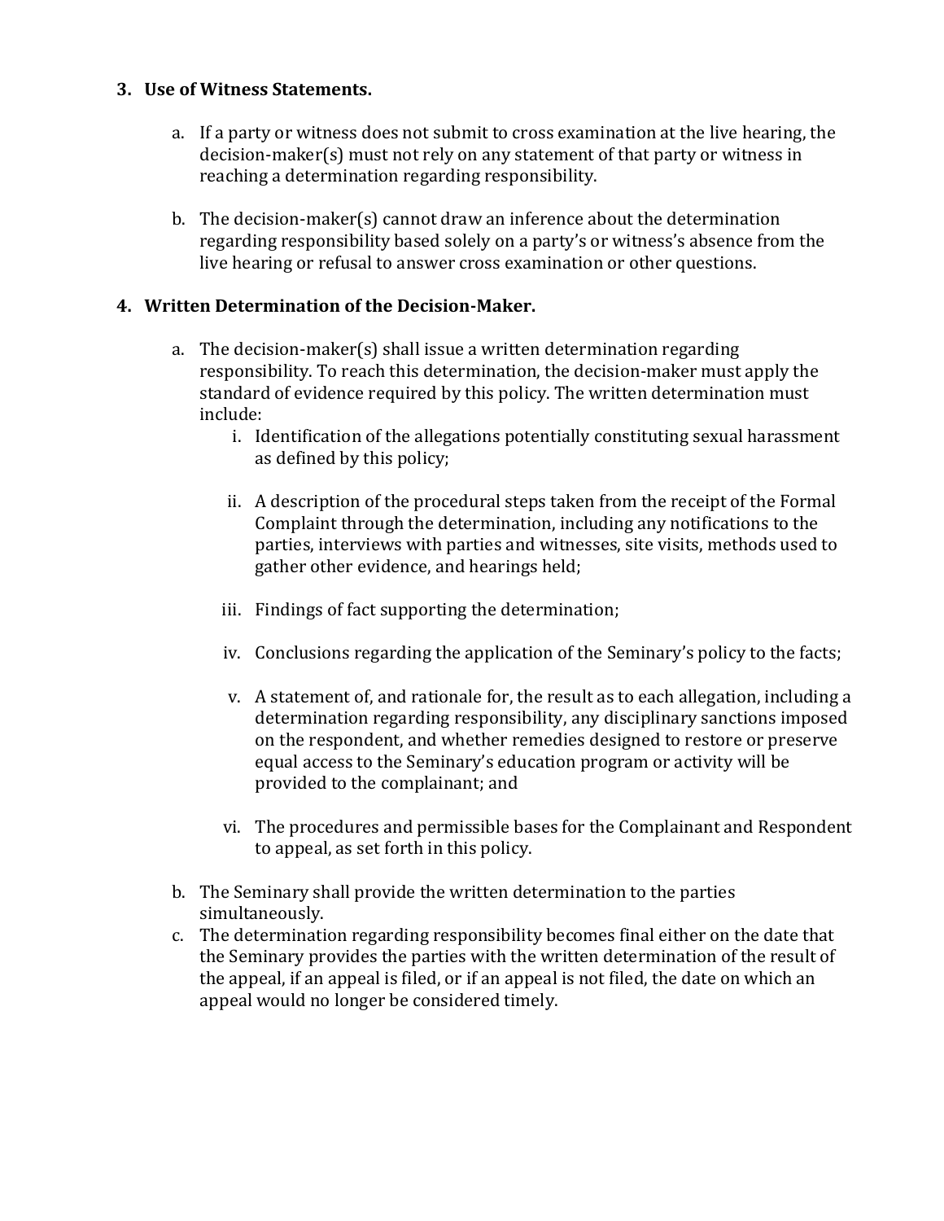**3. Use of Witness Statements.**

a. If a party or witness does not submit to cross examination at the live hearing, the decision-maker(s) must not rely on any statement of that party or witness in reaching a determination regarding responsibility.

b. The decision-maker(s) cannot draw an inference about the determination regarding responsibility based solely on a party's or witness's absence from the live hearing or refusal to answer cross examination or other questions.

**4. Written Determination of the Decision-Maker.**

a. The decision-maker(s) shall issue a written determination regarding responsibility. To reach this determination, the decision-maker must apply the standard of evidence required by this policy. The written determination must include:

   i. Identification of the allegations potentially constituting sexual harassment as defined by this policy;

   ii. A description of the procedural steps taken from the receipt of the Formal Complaint through the determination, including any notifications to the parties, interviews with parties and witnesses, site visits, methods used to gather other evidence, and hearings held;

   iii. Findings of fact supporting the determination;

   iv. Conclusions regarding the application of the Seminary's policy to the facts;

   v. A statement of, and rationale for, the result as to each allegation, including a determination regarding responsibility, any disciplinary sanctions imposed on the respondent, and whether remedies designed to restore or preserve equal access to the Seminary's education program or activity will be provided to the complainant; and

   vi. The procedures and permissible bases for the Complainant and Respondent to appeal, as set forth in this policy.

b. The Seminary shall provide the written determination to the parties simultaneously.

c. The determination regarding responsibility becomes final either on the date that the Seminary provides the parties with the written determination of the result of the appeal, if an appeal is filed, or if an appeal is not filed, the date on which an appeal would no longer be considered timely.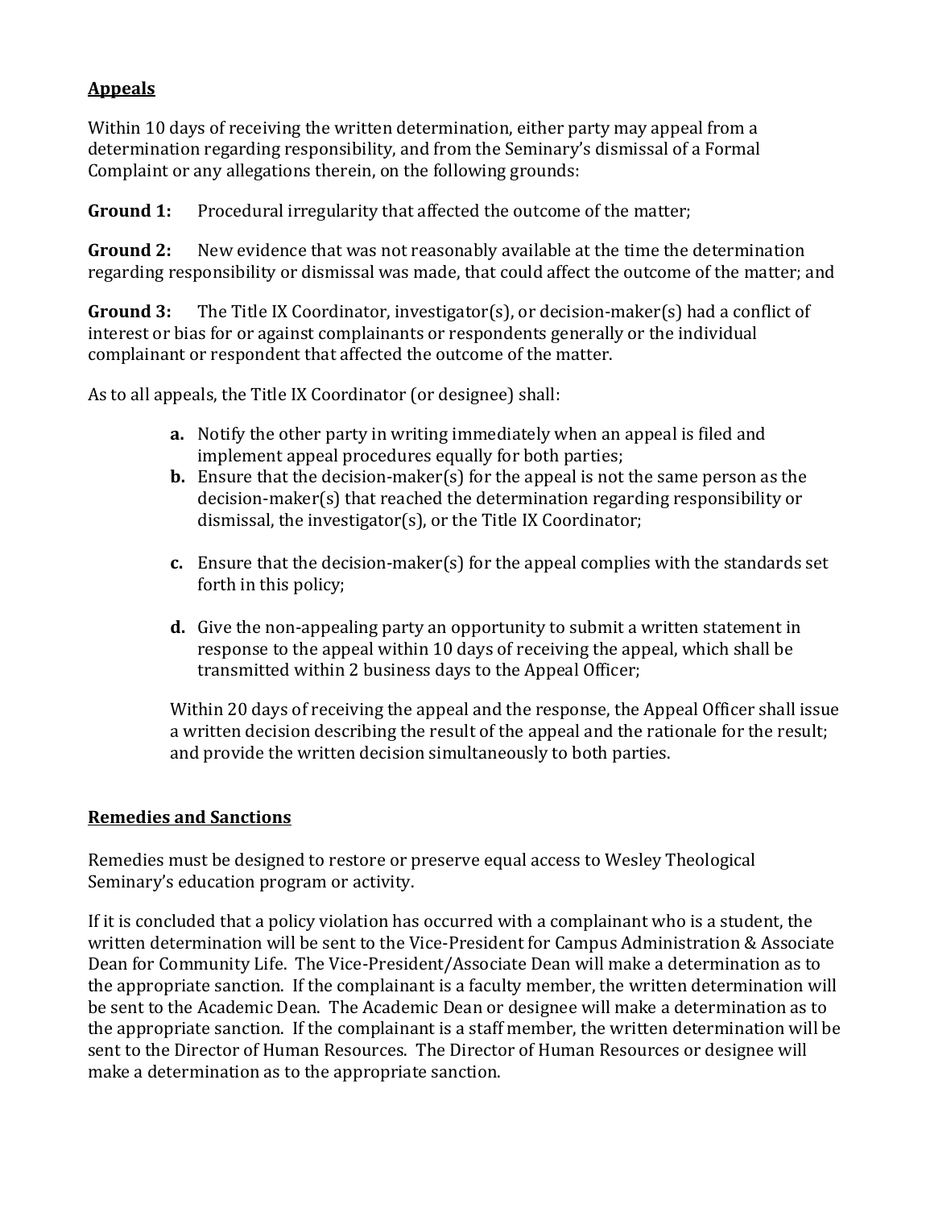## Appeals

Within 10 days of receiving the written determination, either party may appeal from a determination regarding responsibility, and from the Seminary's dismissal of a Formal Complaint or any allegations therein, on the following grounds:

**Ground 1:** Procedural irregularity that affected the outcome of the matter;

**Ground 2:** New evidence that was not reasonably available at the time the determination regarding responsibility or dismissal was made, that could affect the outcome of the matter; and

**Ground 3:** The Title IX Coordinator, investigator(s), or decision-maker(s) had a conflict of interest or bias for or against complainants or respondents generally or the individual complainant or respondent that affected the outcome of the matter.

As to all appeals, the Title IX Coordinator (or designee) shall:

- **a.** Notify the other party in writing immediately when an appeal is filed and implement appeal procedures equally for both parties;
- **b.** Ensure that the decision-maker(s) for the appeal is not the same person as the decision-maker(s) that reached the determination regarding responsibility or dismissal, the investigator(s), or the Title IX Coordinator;
- **c.** Ensure that the decision-maker(s) for the appeal complies with the standards set forth in this policy;
- **d.** Give the non-appealing party an opportunity to submit a written statement in response to the appeal within 10 days of receiving the appeal, which shall be transmitted within 2 business days to the Appeal Officer;

Within 20 days of receiving the appeal and the response, the Appeal Officer shall issue a written decision describing the result of the appeal and the rationale for the result; and provide the written decision simultaneously to both parties.

## Remedies and Sanctions

Remedies must be designed to restore or preserve equal access to Wesley Theological Seminary's education program or activity.

If it is concluded that a policy violation has occurred with a complainant who is a student, the written determination will be sent to the Vice-President for Campus Administration & Associate Dean for Community Life. The Vice-President/Associate Dean will make a determination as to the appropriate sanction. If the complainant is a faculty member, the written determination will be sent to the Academic Dean. The Academic Dean or designee will make a determination as to the appropriate sanction. If the complainant is a staff member, the written determination will be sent to the Director of Human Resources. The Director of Human Resources or designee will make a determination as to the appropriate sanction.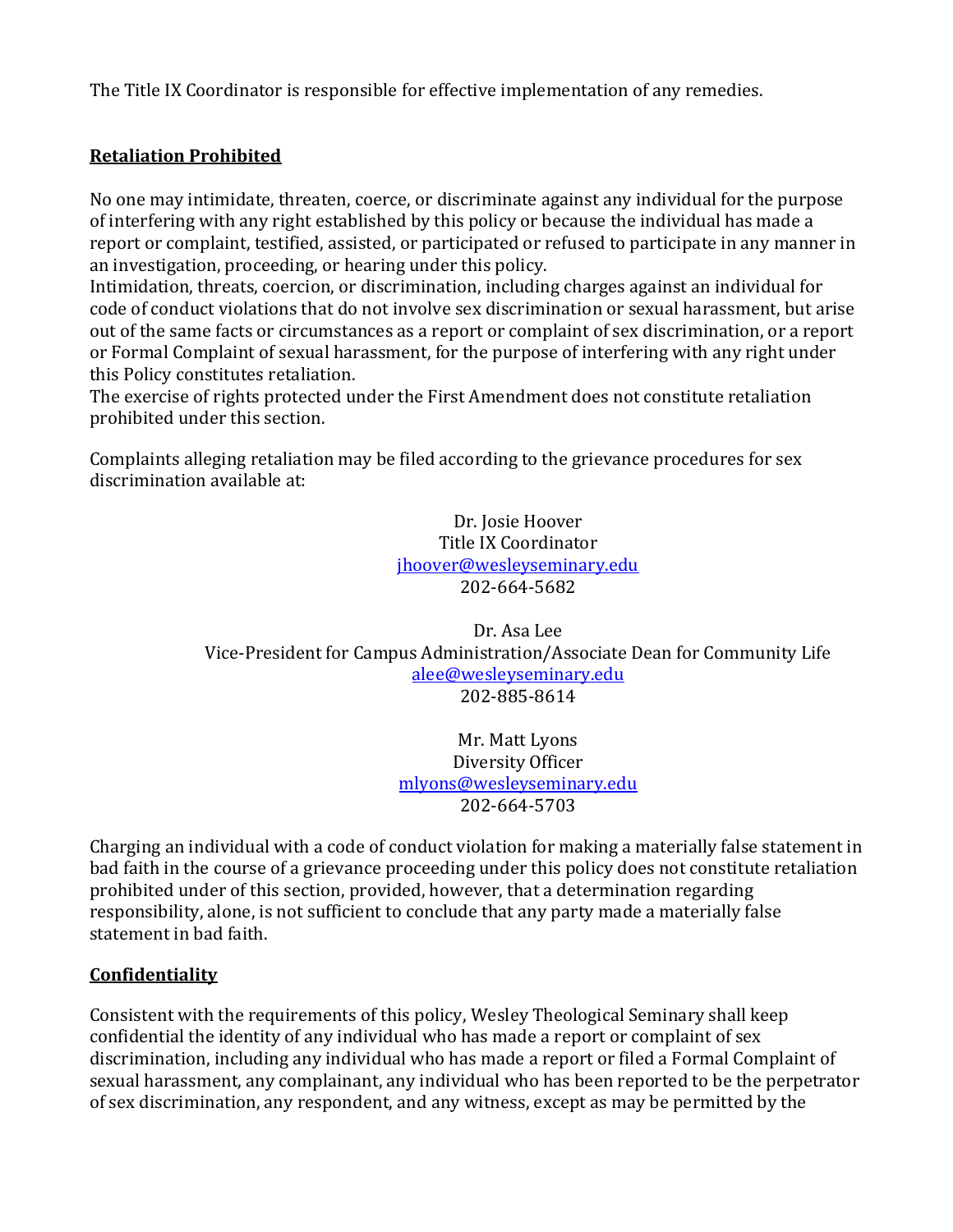The Title IX Coordinator is responsible for effective implementation of any remedies.

## **Retaliation Prohibited**

No one may intimidate, threaten, coerce, or discriminate against any individual for the purpose of interfering with any right established by this policy or because the individual has made a report or complaint, testified, assisted, or participated or refused to participate in any manner in an investigation, proceeding, or hearing under this policy.
Intimidation, threats, coercion, or discrimination, including charges against an individual for code of conduct violations that do not involve sex discrimination or sexual harassment, but arise out of the same facts or circumstances as a report or complaint of sex discrimination, or a report or Formal Complaint of sexual harassment, for the purpose of interfering with any right under this Policy constitutes retaliation.
The exercise of rights protected under the First Amendment does not constitute retaliation prohibited under this section.

Complaints alleging retaliation may be filed according to the grievance procedures for sex discrimination available at:

Dr. Josie Hoover
Title IX Coordinator
jhoover@wesleyseminary.edu
202-664-5682

Dr. Asa Lee
Vice-President for Campus Administration/Associate Dean for Community Life
alee@wesleyseminary.edu
202-885-8614

Mr. Matt Lyons
Diversity Officer
mlyons@wesleyseminary.edu
202-664-5703

Charging an individual with a code of conduct violation for making a materially false statement in bad faith in the course of a grievance proceeding under this policy does not constitute retaliation prohibited under of this section, provided, however, that a determination regarding responsibility, alone, is not sufficient to conclude that any party made a materially false statement in bad faith.

## **Confidentiality**

Consistent with the requirements of this policy, Wesley Theological Seminary shall keep confidential the identity of any individual who has made a report or complaint of sex discrimination, including any individual who has made a report or filed a Formal Complaint of sexual harassment, any complainant, any individual who has been reported to be the perpetrator of sex discrimination, any respondent, and any witness, except as may be permitted by the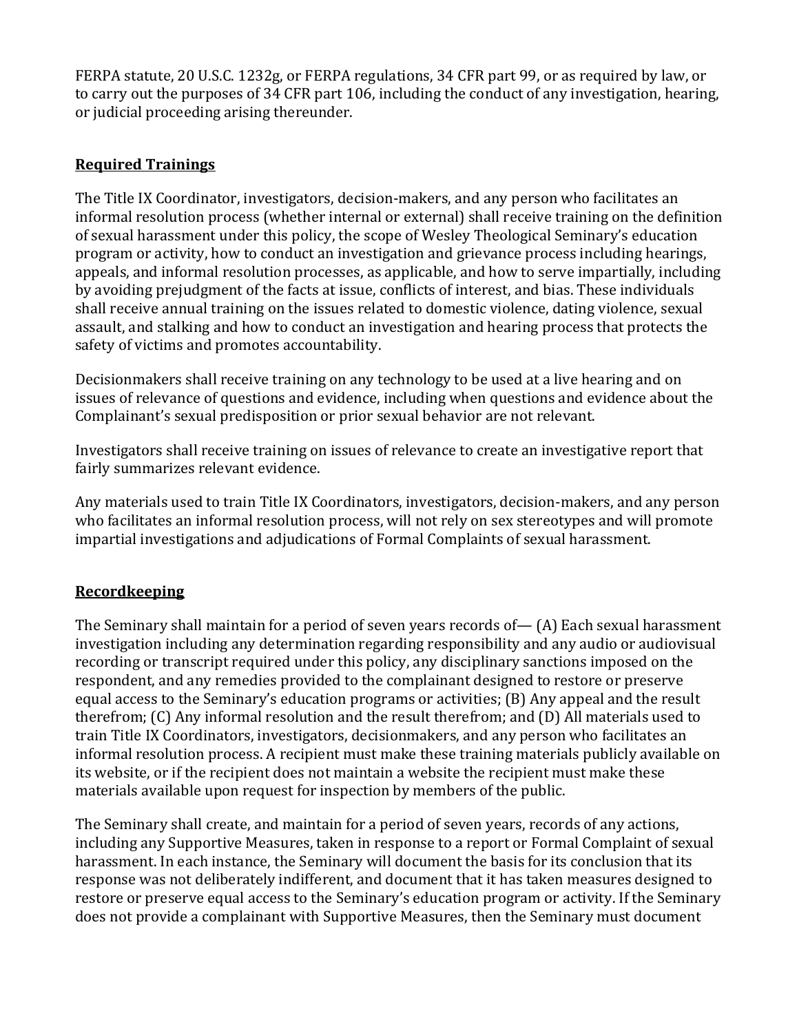FERPA statute, 20 U.S.C. 1232g, or FERPA regulations, 34 CFR part 99, or as required by law, or to carry out the purposes of 34 CFR part 106, including the conduct of any investigation, hearing, or judicial proceeding arising thereunder.

## Required Trainings

The Title IX Coordinator, investigators, decision-makers, and any person who facilitates an informal resolution process (whether internal or external) shall receive training on the definition of sexual harassment under this policy, the scope of Wesley Theological Seminary's education program or activity, how to conduct an investigation and grievance process including hearings, appeals, and informal resolution processes, as applicable, and how to serve impartially, including by avoiding prejudgment of the facts at issue, conflicts of interest, and bias. These individuals shall receive annual training on the issues related to domestic violence, dating violence, sexual assault, and stalking and how to conduct an investigation and hearing process that protects the safety of victims and promotes accountability.

Decisionmakers shall receive training on any technology to be used at a live hearing and on issues of relevance of questions and evidence, including when questions and evidence about the Complainant's sexual predisposition or prior sexual behavior are not relevant.

Investigators shall receive training on issues of relevance to create an investigative report that fairly summarizes relevant evidence.

Any materials used to train Title IX Coordinators, investigators, decision-makers, and any person who facilitates an informal resolution process, will not rely on sex stereotypes and will promote impartial investigations and adjudications of Formal Complaints of sexual harassment.

## Recordkeeping

The Seminary shall maintain for a period of seven years records of— (A) Each sexual harassment investigation including any determination regarding responsibility and any audio or audiovisual recording or transcript required under this policy, any disciplinary sanctions imposed on the respondent, and any remedies provided to the complainant designed to restore or preserve equal access to the Seminary's education programs or activities; (B) Any appeal and the result therefrom; (C) Any informal resolution and the result therefrom; and (D) All materials used to train Title IX Coordinators, investigators, decisionmakers, and any person who facilitates an informal resolution process. A recipient must make these training materials publicly available on its website, or if the recipient does not maintain a website the recipient must make these materials available upon request for inspection by members of the public.

The Seminary shall create, and maintain for a period of seven years, records of any actions, including any Supportive Measures, taken in response to a report or Formal Complaint of sexual harassment. In each instance, the Seminary will document the basis for its conclusion that its response was not deliberately indifferent, and document that it has taken measures designed to restore or preserve equal access to the Seminary's education program or activity. If the Seminary does not provide a complainant with Supportive Measures, then the Seminary must document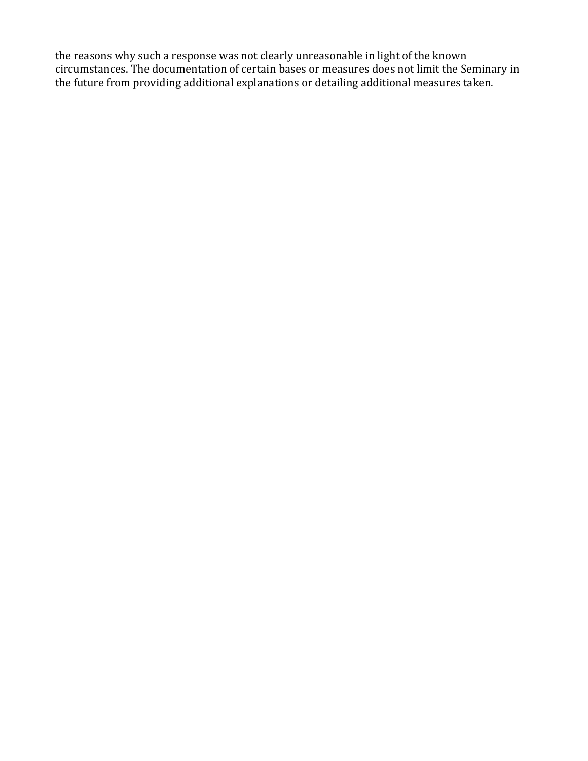the reasons why such a response was not clearly unreasonable in light of the known circumstances. The documentation of certain bases or measures does not limit the Seminary in the future from providing additional explanations or detailing additional measures taken.